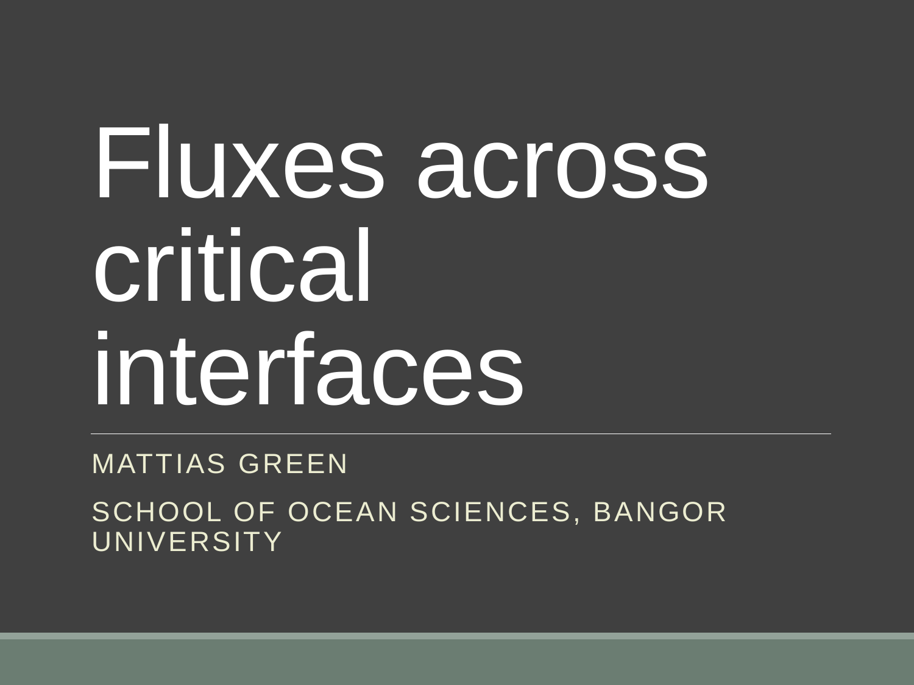# Fluxes across critical interfaces

MATTIAS GREEN

SCHOOL OF OCEAN SCIENCES, BANGOR UNIVERSITY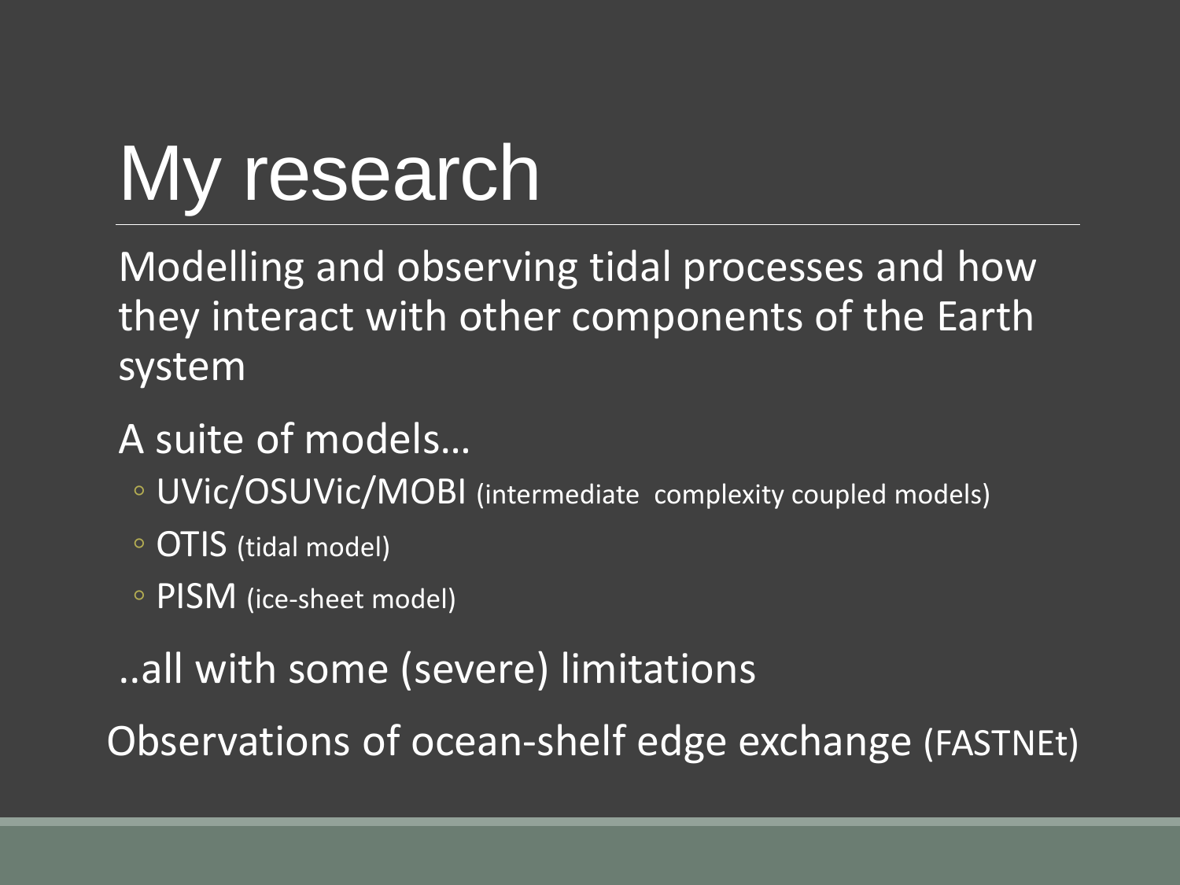# My research

Modelling and observing tidal processes and how they interact with other components of the Earth system

A suite of models…

- UVic/OSUVic/MOBI (intermediate complexity coupled models)
- OTIS (tidal model)
- PISM (ice-sheet model)

..all with some (severe) limitations

Observations of ocean-shelf edge exchange (FASTNEt)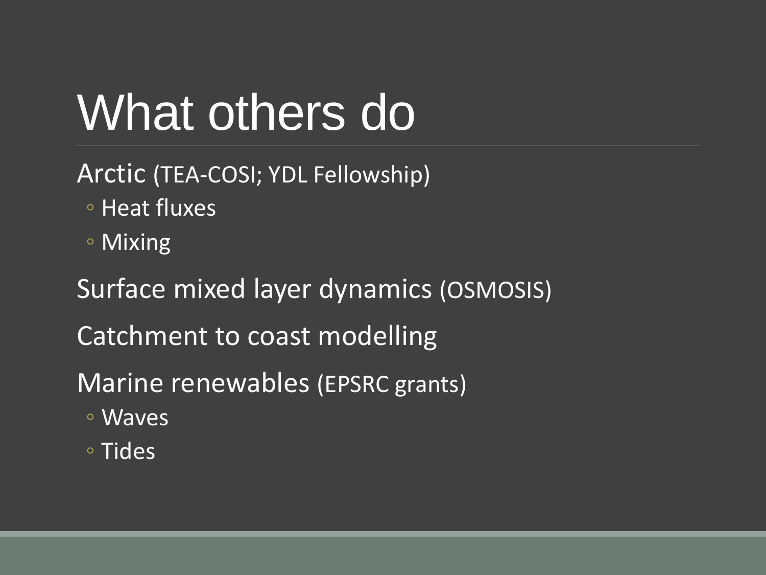# What others do

- Arctic (TEA-COSI; YDL Fellowship)
  - Heat fluxes
  - Mixing
- Surface mixed layer dynamics (OSMOSIS)
- Catchment to coast modelling
- Marine renewables (EPSRC grants)
  - Waves
  - Tides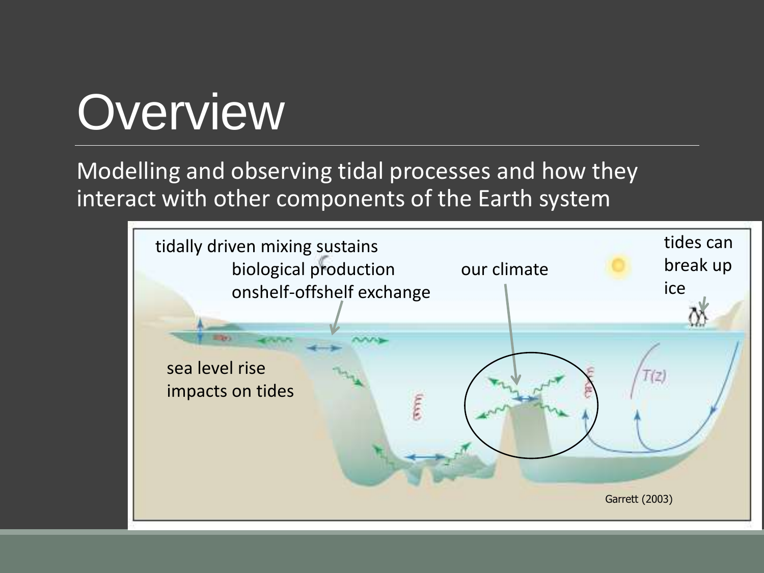# Overview

Modelling and observing tidal processes and how they interact with other components of the Earth system

tidally driven mixing sustains
biological production
onshelf-offshelf exchange

our climate

tides can break up ice

sea level rise impacts on tides

Garrett (2003)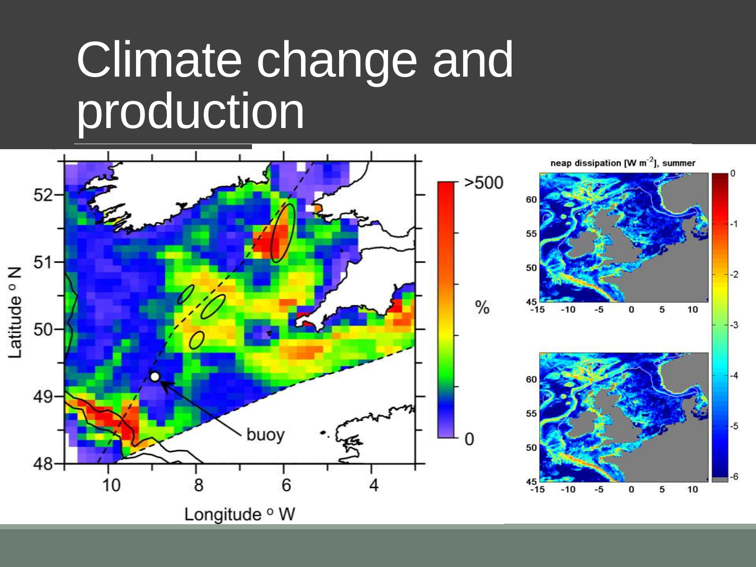# Climate change and production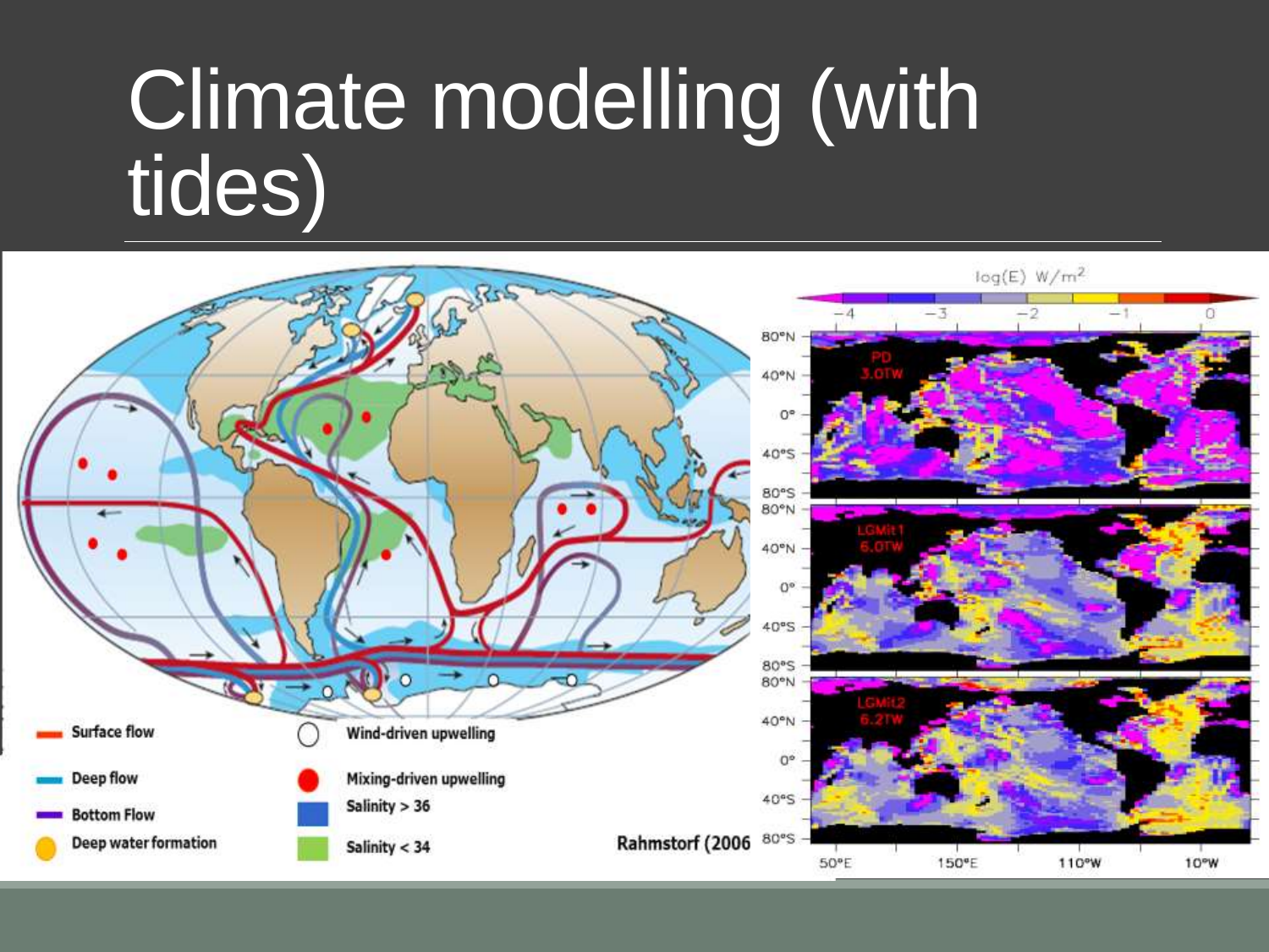# Climate modelling (with tides)

Surface flow

Deep flow

Bottom Flow

Deep water formation

Wind-driven upwelling

Mixing-driven upwelling

Salinity > 36

Salinity < 34

Rahmstorf (2006

log(E) W/m²

PD 3.0TW

LGMit1 6.0TW

LGMit2 6.2TW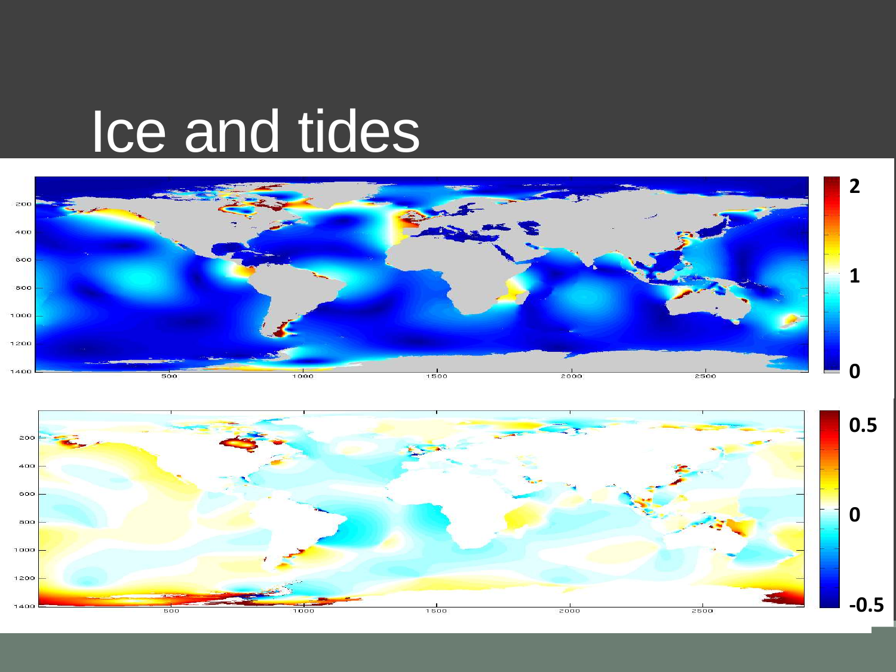# Ice and tides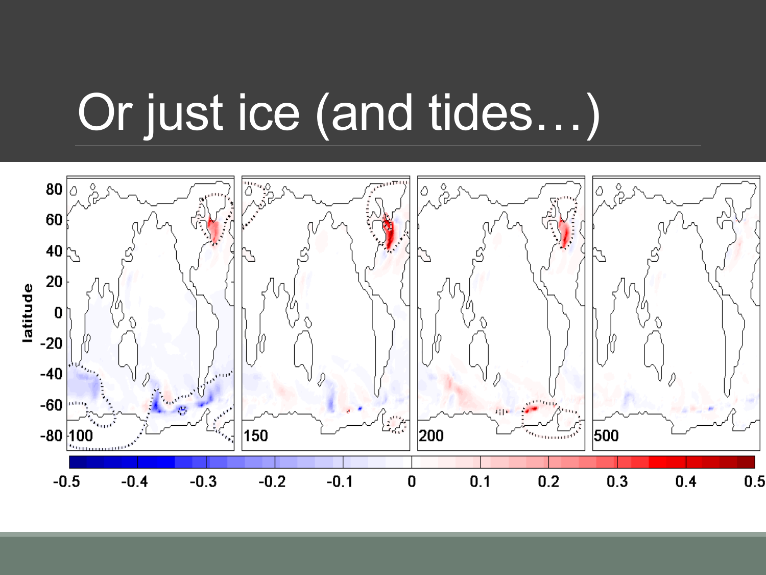# Or just ice (and tides…)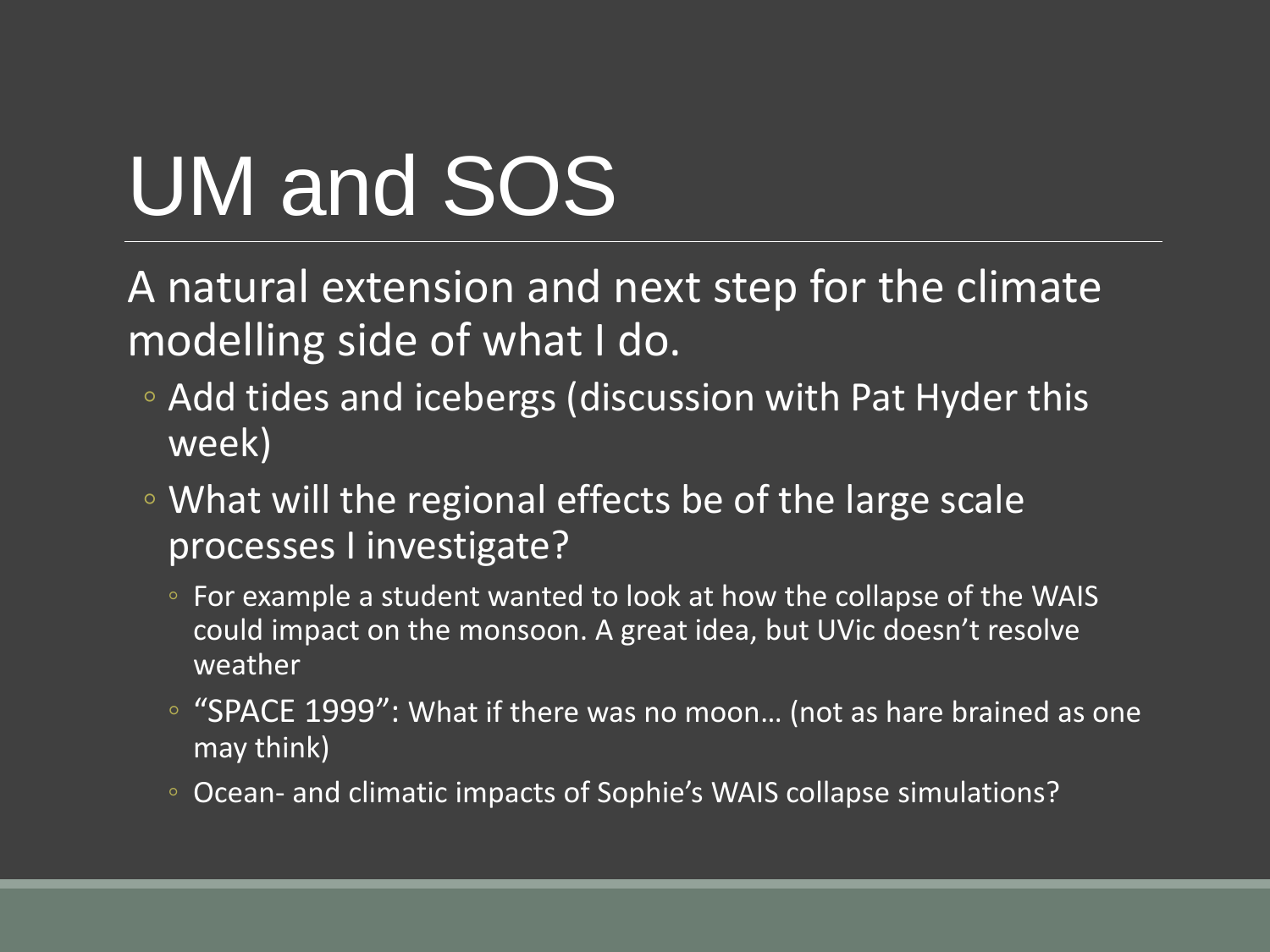# UM and SOS

A natural extension and next step for the climate modelling side of what I do.

- Add tides and icebergs (discussion with Pat Hyder this week)
- What will the regional effects be of the large scale processes I investigate?
  - For example a student wanted to look at how the collapse of the WAIS could impact on the monsoon. A great idea, but UVic doesn't resolve weather
  - "SPACE 1999": What if there was no moon… (not as hare brained as one may think)
  - Ocean- and climatic impacts of Sophie's WAIS collapse simulations?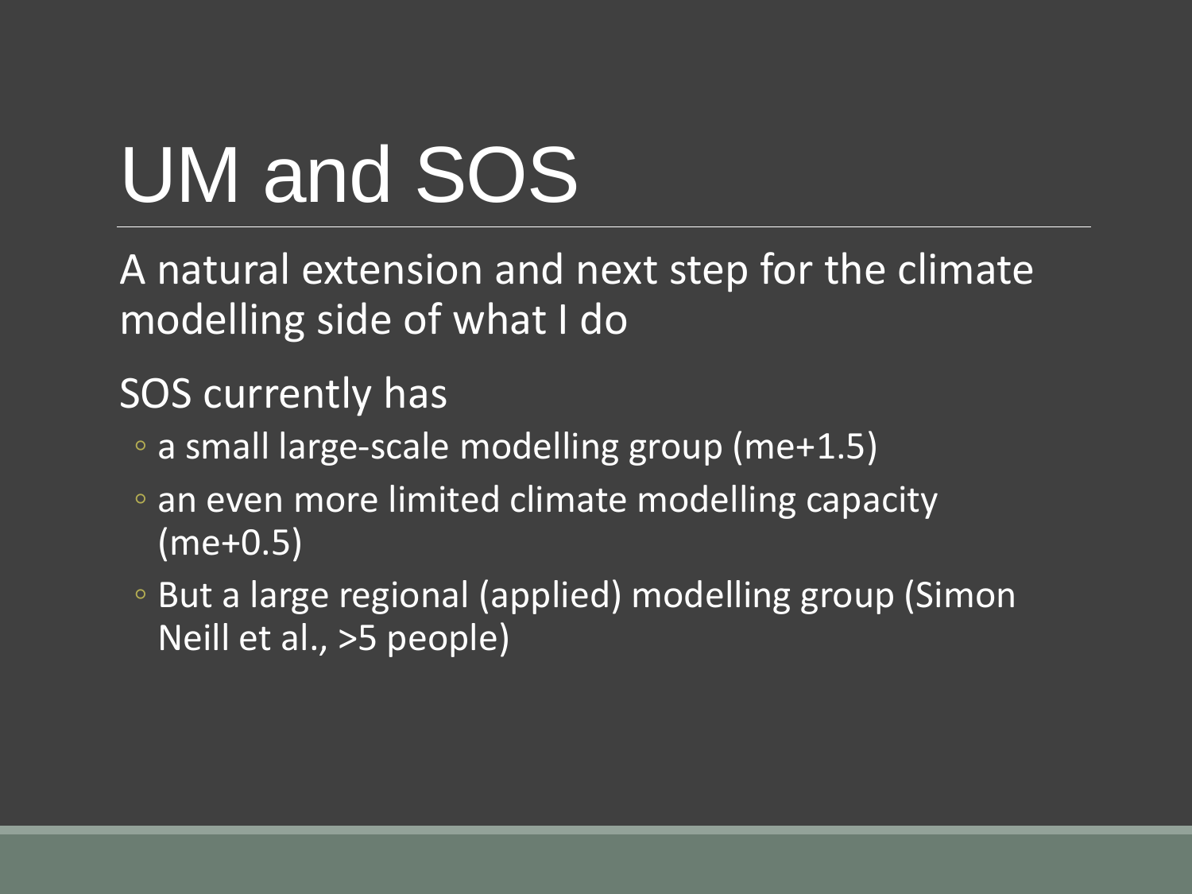# UM and SOS

A natural extension and next step for the climate modelling side of what I do

SOS currently has

- a small large-scale modelling group (me+1.5)
- an even more limited climate modelling capacity (me+0.5)
- But a large regional (applied) modelling group (Simon Neill et al., >5 people)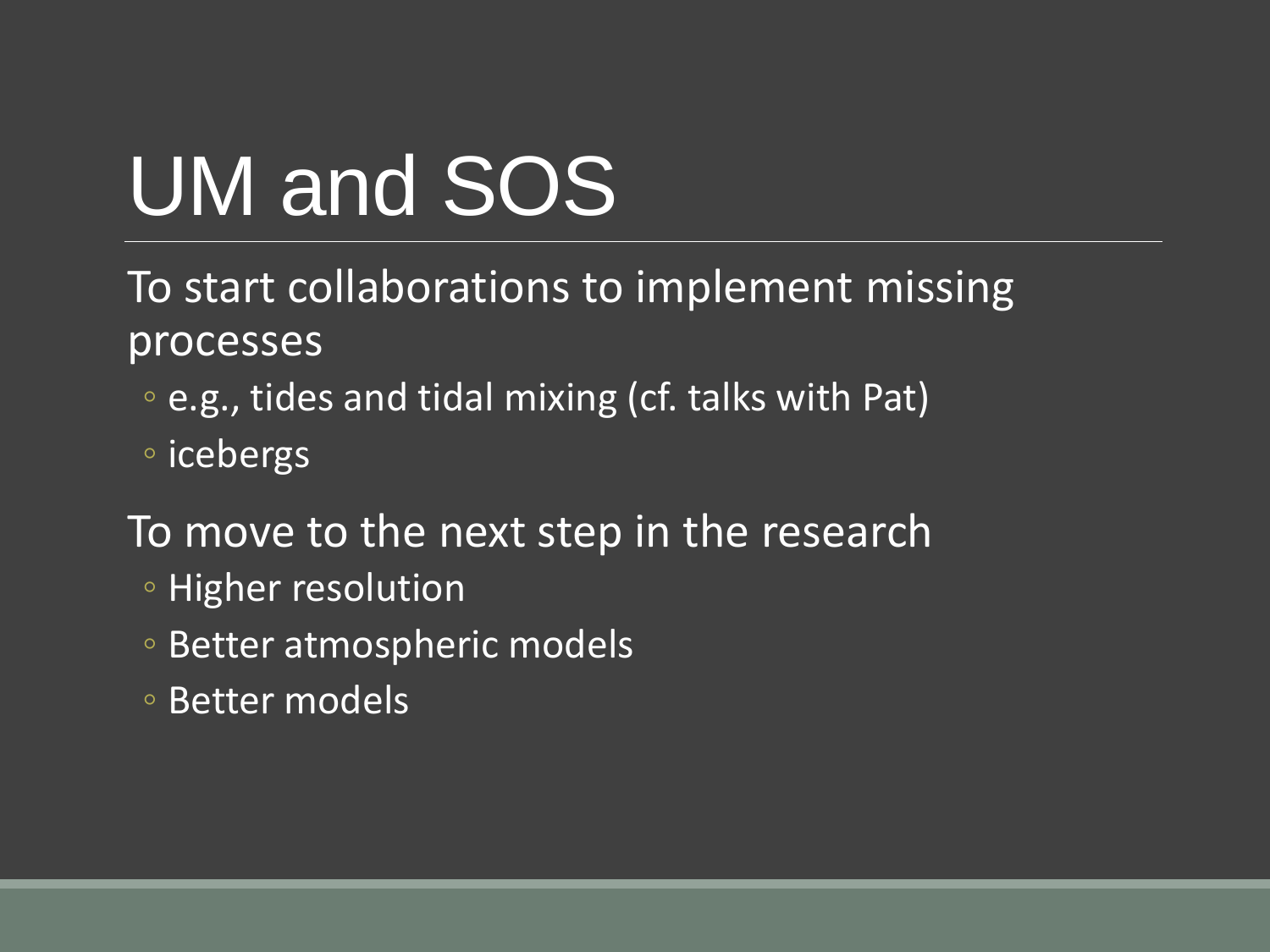# UM and SOS

To start collaborations to implement missing processes

- e.g., tides and tidal mixing (cf. talks with Pat)
- icebergs

To move to the next step in the research

- Higher resolution
- Better atmospheric models
- Better models